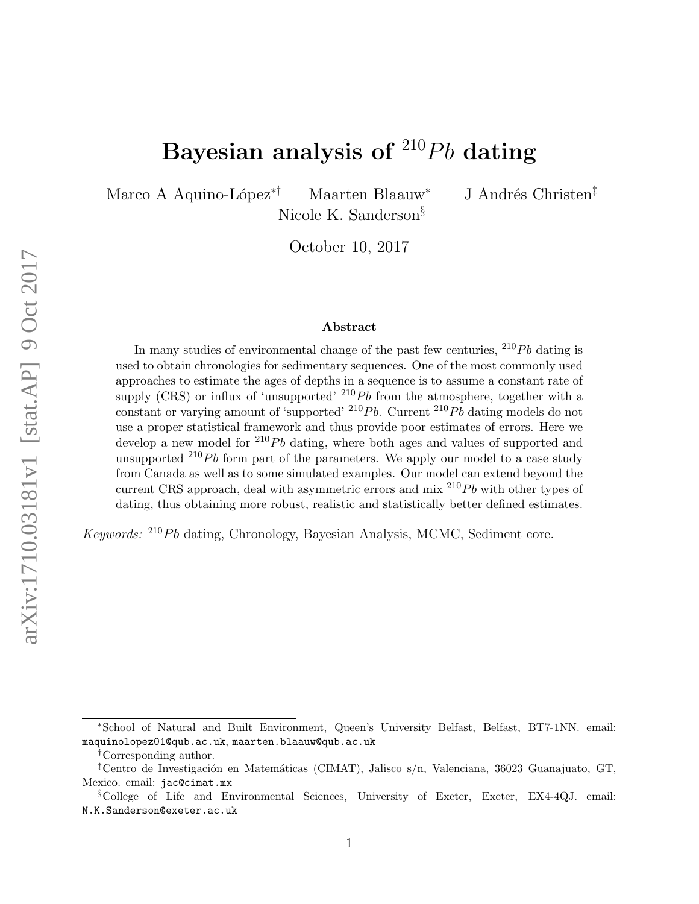# Bayesian analysis of $^{210}Pb$ dating

Marco A Aquino-López[*†] Maarten Blaauw[*] J Andrés Christen[‡]
Nicole K. Sanderson[§]

October 10, 2017

## Abstract

In many studies of environmental change of the past few centuries, $^{210}Pb$ dating is used to obtain chronologies for sedimentary sequences. One of the most commonly used approaches to estimate the ages of depths in a sequence is to assume a constant rate of supply (CRS) or influx of 'unsupported' $^{210}Pb$ from the atmosphere, together with a constant or varying amount of 'supported' $^{210}Pb$. Current $^{210}Pb$ dating models do not use a proper statistical framework and thus provide poor estimates of errors. Here we develop a new model for $^{210}Pb$ dating, where both ages and values of supported and unsupported $^{210}Pb$ form part of the parameters. We apply our model to a case study from Canada as well as to some simulated examples. Our model can extend beyond the current CRS approach, deal with asymmetric errors and mix $^{210}Pb$ with other types of dating, thus obtaining more robust, realistic and statistically better defined estimates.

*Keywords:* $^{210}Pb$ dating, Chronology, Bayesian Analysis, MCMC, Sediment core.

---

[*] School of Natural and Built Environment, Queen's University Belfast, Belfast, BT7-1NN. email: maquinolopez01@qub.ac.uk, maarten.blaauw@qub.ac.uk

[†] Corresponding author.

[‡] Centro de Investigación en Matemáticas (CIMAT), Jalisco s/n, Valenciana, 36023 Guanajuato, GT, Mexico. email: jac@cimat.mx

[§] College of Life and Environmental Sciences, University of Exeter, Exeter, EX4-4QJ. email: N.K.Sanderson@exeter.ac.uk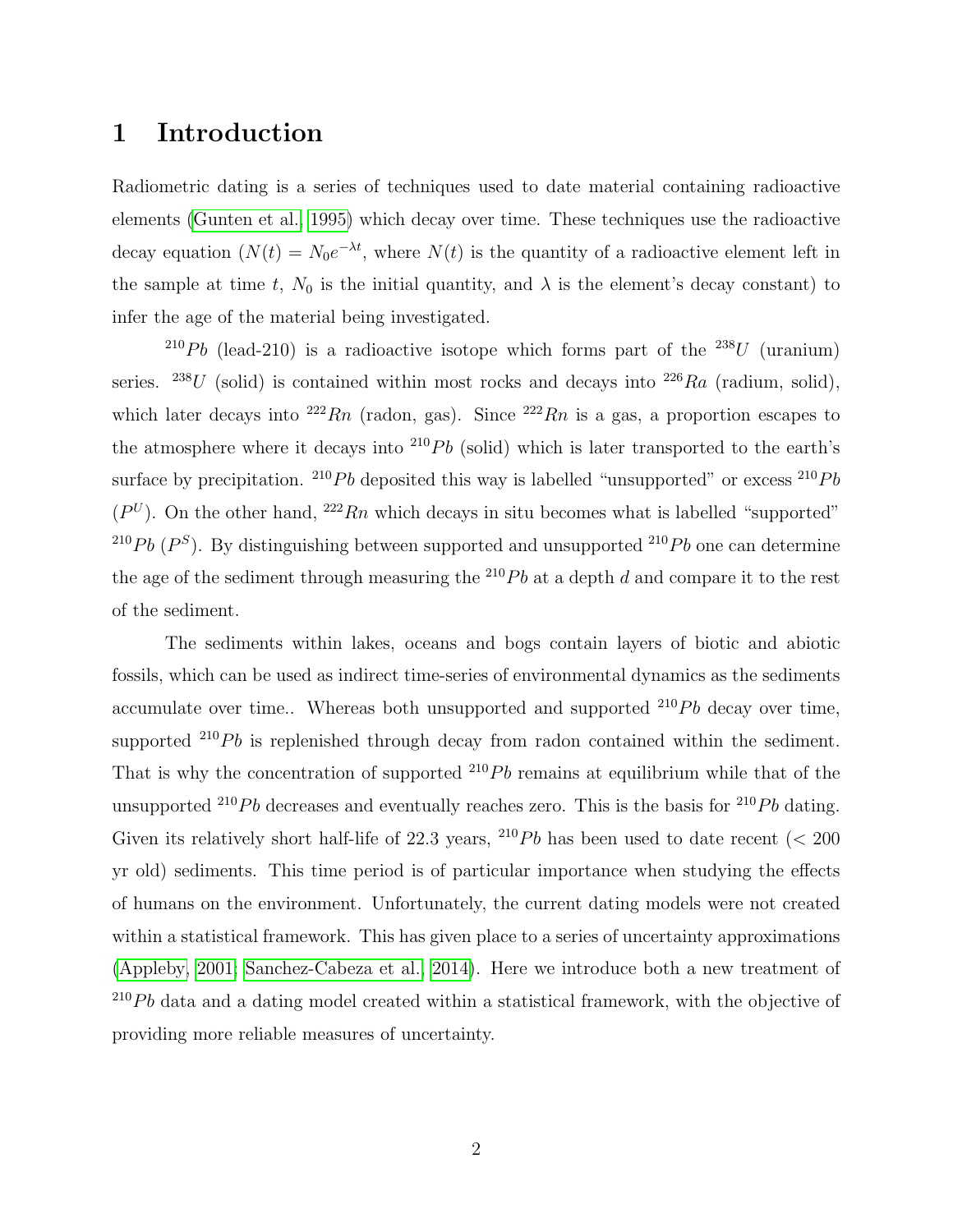# 1 Introduction

Radiometric dating is a series of techniques used to date material containing radioactive elements (Gunten et al., 1995) which decay over time. These techniques use the radioactive decay equation ($N(t) = N_0 e^{-\lambda t}$, where $N(t)$ is the quantity of a radioactive element left in the sample at time $t$, $N_0$ is the initial quantity, and $\lambda$ is the element's decay constant) to infer the age of the material being investigated.

$^{210}Pb$ (lead-210) is a radioactive isotope which forms part of the $^{238}U$ (uranium) series. $^{238}U$ (solid) is contained within most rocks and decays into $^{226}Ra$ (radium, solid), which later decays into $^{222}Rn$ (radon, gas). Since $^{222}Rn$ is a gas, a proportion escapes to the atmosphere where it decays into $^{210}Pb$ (solid) which is later transported to the earth's surface by precipitation. $^{210}Pb$ deposited this way is labelled "unsupported" or excess $^{210}Pb$ ($P^U$). On the other hand, $^{222}Rn$ which decays in situ becomes what is labelled "supported" $^{210}Pb$ ($P^S$). By distinguishing between supported and unsupported $^{210}Pb$ one can determine the age of the sediment through measuring the $^{210}Pb$ at a depth $d$ and compare it to the rest of the sediment.

The sediments within lakes, oceans and bogs contain layers of biotic and abiotic fossils, which can be used as indirect time-series of environmental dynamics as the sediments accumulate over time.. Whereas both unsupported and supported $^{210}Pb$ decay over time, supported $^{210}Pb$ is replenished through decay from radon contained within the sediment. That is why the concentration of supported $^{210}Pb$ remains at equilibrium while that of the unsupported $^{210}Pb$ decreases and eventually reaches zero. This is the basis for $^{210}Pb$ dating. Given its relatively short half-life of 22.3 years, $^{210}Pb$ has been used to date recent ($<200$ yr old) sediments. This time period is of particular importance when studying the effects of humans on the environment. Unfortunately, the current dating models were not created within a statistical framework. This has given place to a series of uncertainty approximations (Appleby, 2001; Sanchez-Cabeza et al., 2014). Here we introduce both a new treatment of $^{210}Pb$ data and a dating model created within a statistical framework, with the objective of providing more reliable measures of uncertainty.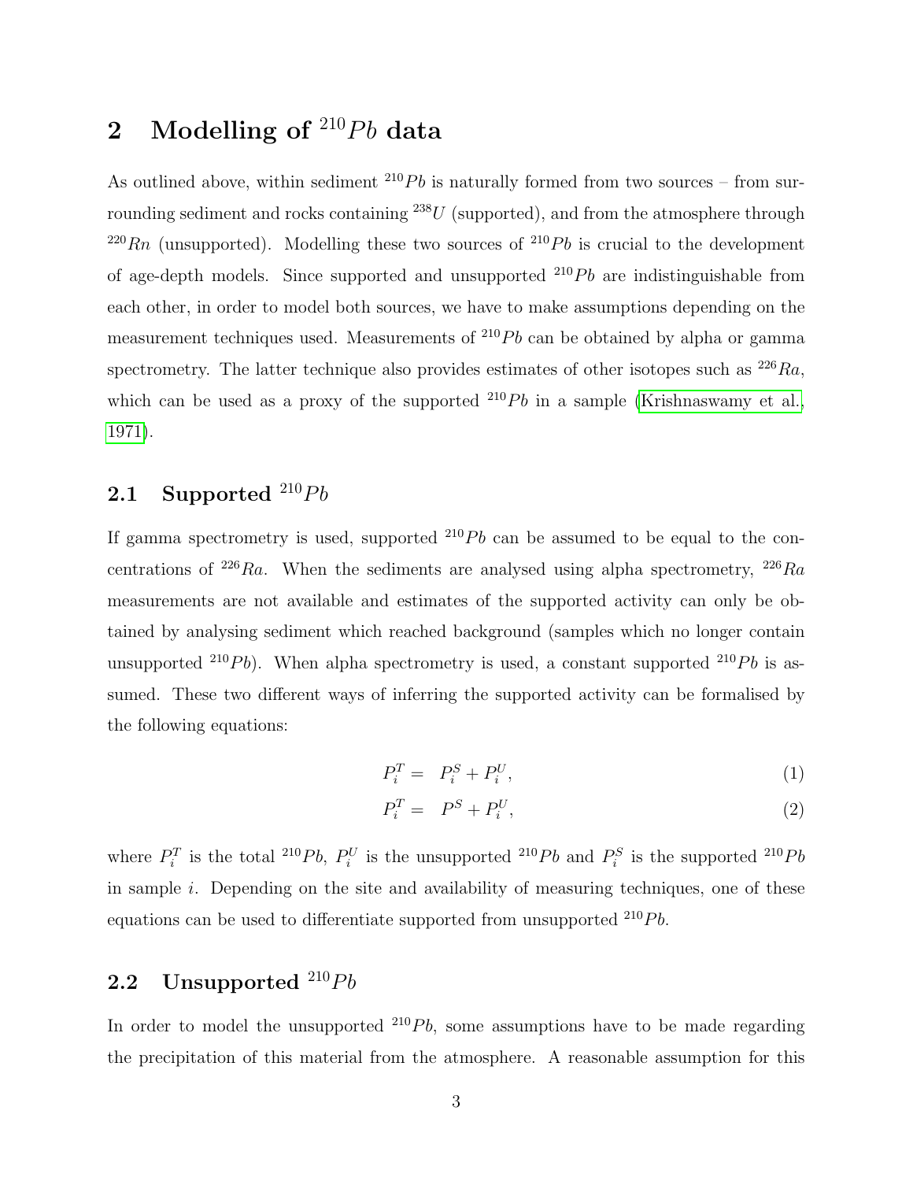## 2 Modelling of $^{210}Pb$ data

As outlined above, within sediment $^{210}Pb$ is naturally formed from two sources – from surrounding sediment and rocks containing $^{238}U$ (supported), and from the atmosphere through $^{220}Rn$ (unsupported). Modelling these two sources of $^{210}Pb$ is crucial to the development of age-depth models. Since supported and unsupported $^{210}Pb$ are indistinguishable from each other, in order to model both sources, we have to make assumptions depending on the measurement techniques used. Measurements of $^{210}Pb$ can be obtained by alpha or gamma spectrometry. The latter technique also provides estimates of other isotopes such as $^{226}Ra$, which can be used as a proxy of the supported $^{210}Pb$ in a sample (Krishnaswamy et al., 1971).

### 2.1 Supported $^{210}Pb$

If gamma spectrometry is used, supported $^{210}Pb$ can be assumed to be equal to the concentrations of $^{226}Ra$. When the sediments are analysed using alpha spectrometry, $^{226}Ra$ measurements are not available and estimates of the supported activity can only be obtained by analysing sediment which reached background (samples which no longer contain unsupported $^{210}Pb$). When alpha spectrometry is used, a constant supported $^{210}Pb$ is assumed. These two different ways of inferring the supported activity can be formalised by the following equations:

$$P_i^T = P_i^S + P_i^U, \tag{1}$$

$$P_i^T = P^S + P_i^U, \tag{2}$$

where $P_i^T$ is the total $^{210}Pb$, $P_i^U$ is the unsupported $^{210}Pb$ and $P_i^S$ is the supported $^{210}Pb$ in sample $i$. Depending on the site and availability of measuring techniques, one of these equations can be used to differentiate supported from unsupported $^{210}Pb$.

### 2.2 Unsupported $^{210}Pb$

In order to model the unsupported $^{210}Pb$, some assumptions have to be made regarding the precipitation of this material from the atmosphere. A reasonable assumption for this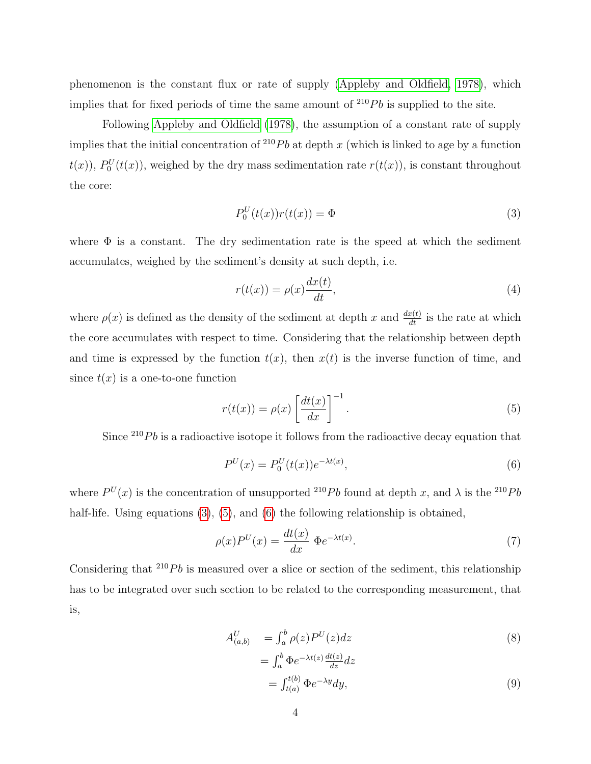phenomenon is the constant flux or rate of supply (Appleby and Oldfield, 1978), which implies that for fixed periods of time the same amount of $^{210}Pb$ is supplied to the site.

Following Appleby and Oldfield (1978), the assumption of a constant rate of supply implies that the initial concentration of $^{210}Pb$ at depth $x$ (which is linked to age by a function $t(x)$), $P_0^U(t(x))$, weighed by the dry mass sedimentation rate $r(t(x))$, is constant throughout the core:

$$P_0^U(t(x))r(t(x)) = \Phi \tag{3}$$

where $\Phi$ is a constant. The dry sedimentation rate is the speed at which the sediment accumulates, weighed by the sediment's density at such depth, i.e.

$$r(t(x)) = \rho(x)\frac{dx(t)}{dt}, \tag{4}$$

where $\rho(x)$ is defined as the density of the sediment at depth $x$ and $\frac{dx(t)}{dt}$ is the rate at which the core accumulates with respect to time. Considering that the relationship between depth and time is expressed by the function $t(x)$, then $x(t)$ is the inverse function of time, and since $t(x)$ is a one-to-one function

$$r(t(x)) = \rho(x)\left[\frac{dt(x)}{dx}\right]^{-1}. \tag{5}$$

Since $^{210}Pb$ is a radioactive isotope it follows from the radioactive decay equation that

$$P^U(x) = P_0^U(t(x))e^{-\lambda t(x)}, \tag{6}$$

where $P^U(x)$ is the concentration of unsupported $^{210}Pb$ found at depth $x$, and $\lambda$ is the $^{210}Pb$ half-life. Using equations (3), (5), and (6) the following relationship is obtained,

$$\rho(x)P^U(x) = \frac{dt(x)}{dx}\ \Phi e^{-\lambda t(x)}. \tag{7}$$

Considering that $^{210}Pb$ is measured over a slice or section of the sediment, this relationship has to be integrated over such section to be related to the corresponding measurement, that is,

$$
\begin{aligned}
A^U_{(a,b)} &= \int_a^b \rho(z)P^U(z)dz && (8)\\
&= \int_a^b \Phi e^{-\lambda t(z)}\frac{dt(z)}{dz}dz \\
&= \int_{t(a)}^{t(b)} \Phi e^{-\lambda y}dy, && (9)
\end{aligned}
$$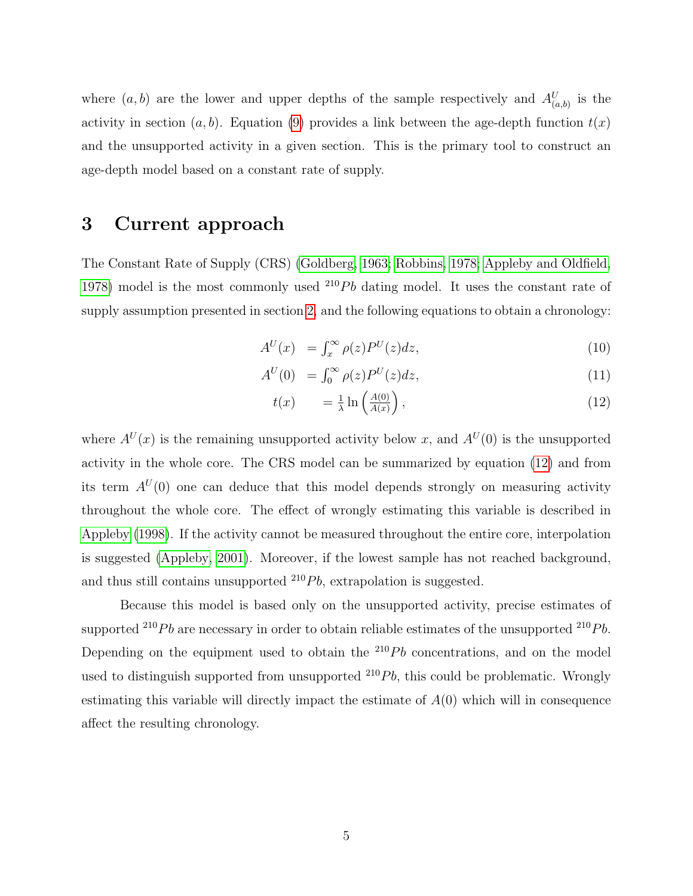where $(a, b)$ are the lower and upper depths of the sample respectively and $A^U_{(a,b)}$ is the activity in section $(a, b)$. Equation (9) provides a link between the age-depth function $t(x)$ and the unsupported activity in a given section. This is the primary tool to construct an age-depth model based on a constant rate of supply.

# 3 Current approach

The Constant Rate of Supply (CRS) (Goldberg, 1963; Robbins, 1978; Appleby and Oldfield, 1978) model is the most commonly used $^{210}Pb$ dating model. It uses the constant rate of supply assumption presented in section 2, and the following equations to obtain a chronology:

$$
\begin{aligned}
A^U(x) &= \int_x^\infty \rho(z) P^U(z) dz, && (10)\\
A^U(0) &= \int_0^\infty \rho(z) P^U(z) dz, && (11)\\
t(x) &= \frac{1}{\lambda} \ln\left(\frac{A(0)}{A(x)}\right), && (12)
\end{aligned}
$$

where $A^U(x)$ is the remaining unsupported activity below $x$, and $A^U(0)$ is the unsupported activity in the whole core. The CRS model can be summarized by equation (12) and from its term $A^U(0)$ one can deduce that this model depends strongly on measuring activity throughout the whole core. The effect of wrongly estimating this variable is described in Appleby (1998). If the activity cannot be measured throughout the entire core, interpolation is suggested (Appleby, 2001). Moreover, if the lowest sample has not reached background, and thus still contains unsupported $^{210}Pb$, extrapolation is suggested.

Because this model is based only on the unsupported activity, precise estimates of supported $^{210}Pb$ are necessary in order to obtain reliable estimates of the unsupported $^{210}Pb$. Depending on the equipment used to obtain the $^{210}Pb$ concentrations, and on the model used to distinguish supported from unsupported $^{210}Pb$, this could be problematic. Wrongly estimating this variable will directly impact the estimate of $A(0)$ which will in consequence affect the resulting chronology.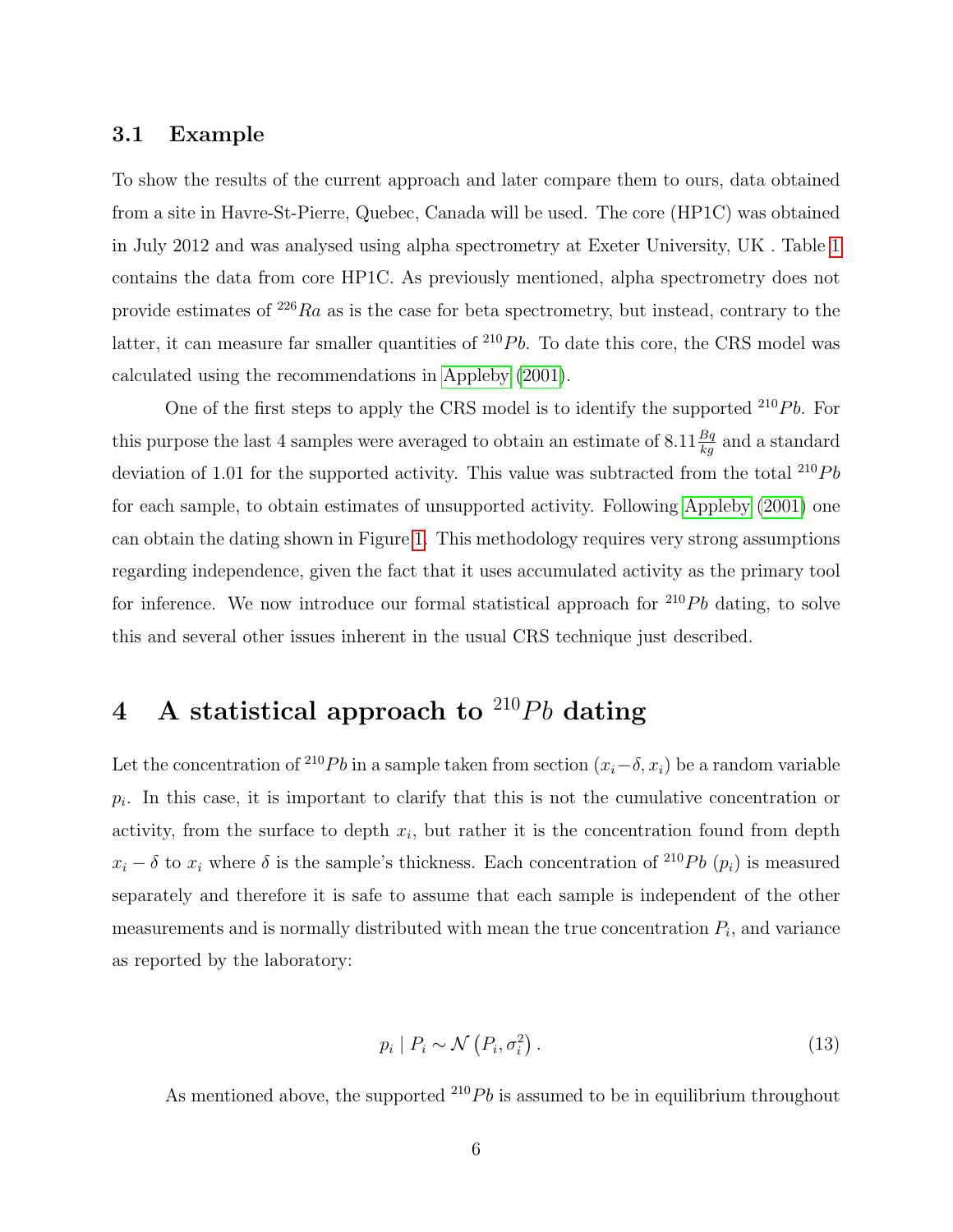### 3.1 Example

To show the results of the current approach and later compare them to ours, data obtained from a site in Havre-St-Pierre, Quebec, Canada will be used. The core (HP1C) was obtained in July 2012 and was analysed using alpha spectrometry at Exeter University, UK . Table 1 contains the data from core HP1C. As previously mentioned, alpha spectrometry does not provide estimates of $^{226}Ra$ as is the case for beta spectrometry, but instead, contrary to the latter, it can measure far smaller quantities of $^{210}Pb$. To date this core, the CRS model was calculated using the recommendations in Appleby (2001).

One of the first steps to apply the CRS model is to identify the supported $^{210}Pb$. For this purpose the last 4 samples were averaged to obtain an estimate of $8.11 \frac{Bq}{kg}$ and a standard deviation of 1.01 for the supported activity. This value was subtracted from the total $^{210}Pb$ for each sample, to obtain estimates of unsupported activity. Following Appleby (2001) one can obtain the dating shown in Figure 1. This methodology requires very strong assumptions regarding independence, given the fact that it uses accumulated activity as the primary tool for inference. We now introduce our formal statistical approach for $^{210}Pb$ dating, to solve this and several other issues inherent in the usual CRS technique just described.

# 4 A statistical approach to $^{210}Pb$ dating

Let the concentration of $^{210}Pb$ in a sample taken from section $(x_i - \delta, x_i)$ be a random variable $p_i$. In this case, it is important to clarify that this is not the cumulative concentration or activity, from the surface to depth $x_i$, but rather it is the concentration found from depth $x_i - \delta$ to $x_i$ where $\delta$ is the sample's thickness. Each concentration of $^{210}Pb$ ($p_i$) is measured separately and therefore it is safe to assume that each sample is independent of the other measurements and is normally distributed with mean the true concentration $P_i$, and variance as reported by the laboratory:

$$p_i \mid P_i \sim \mathcal{N}\left(P_i, \sigma_i^2\right). \tag{13}$$

As mentioned above, the supported $^{210}Pb$ is assumed to be in equilibrium throughout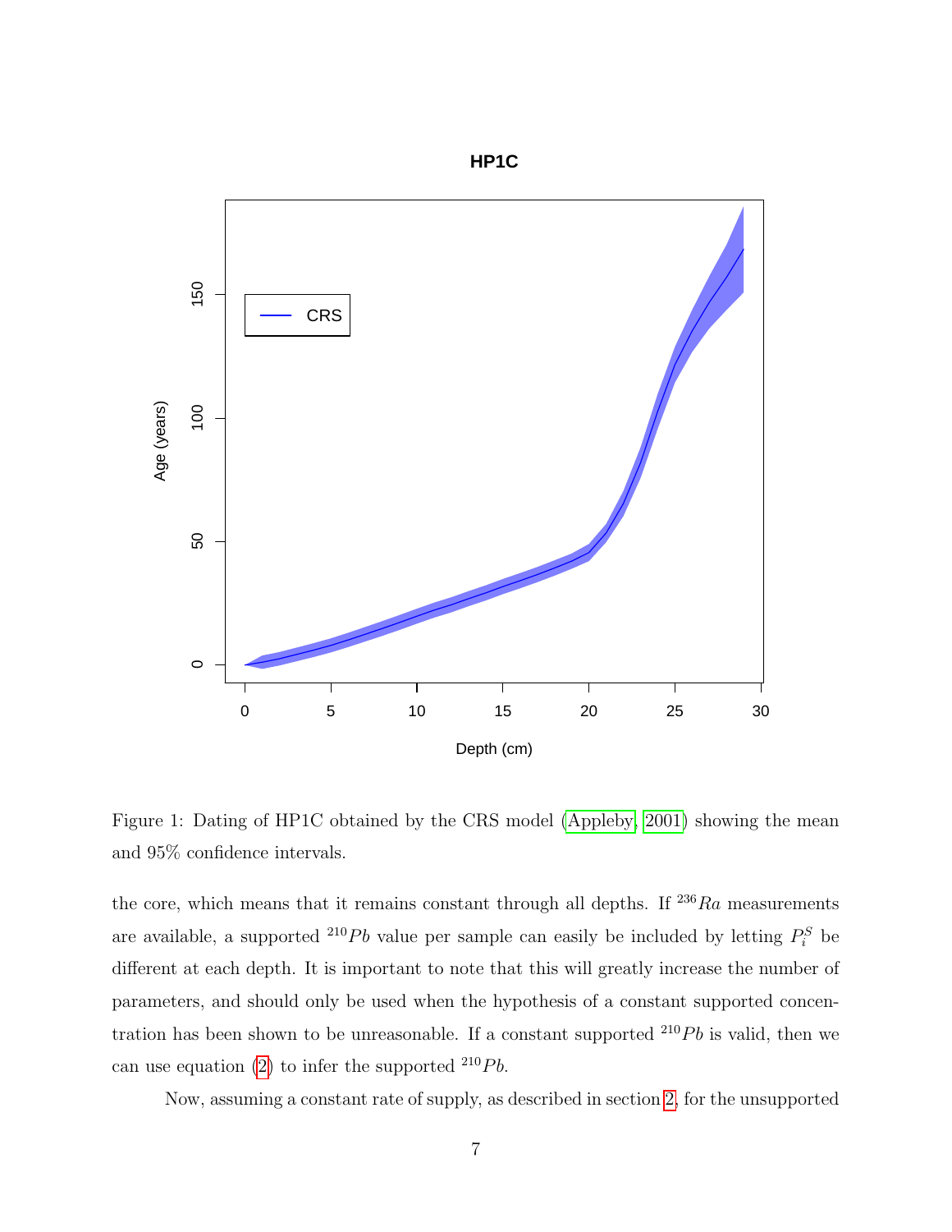Figure 1: Dating of HP1C obtained by the CRS model (Appleby, 2001) showing the mean and 95% confidence intervals.

the core, which means that it remains constant through all depths. If $^{236}Ra$ measurements are available, a supported $^{210}Pb$ value per sample can easily be included by letting $P_i^S$ be different at each depth. It is important to note that this will greatly increase the number of parameters, and should only be used when the hypothesis of a constant supported concentration has been shown to be unreasonable. If a constant supported $^{210}Pb$ is valid, then we can use equation (2) to infer the supported $^{210}Pb$.

Now, assuming a constant rate of supply, as described in section 2, for the unsupported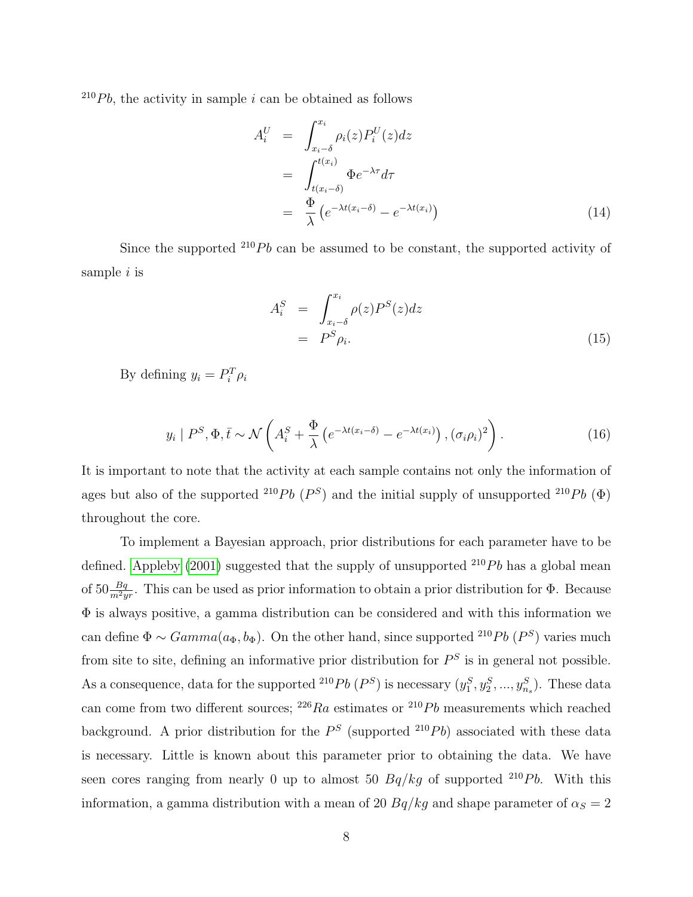$^{210}Pb$, the activity in sample $i$ can be obtained as follows

$$
\begin{aligned}
A_i^U &= \int_{x_i-\delta}^{x_i} \rho_i(z) P_i^U(z) dz \\
&= \int_{t(x_i-\delta)}^{t(x_i)} \Phi e^{-\lambda \tau} d\tau \\
&= \frac{\Phi}{\lambda}\left(e^{-\lambda t(x_i-\delta)} - e^{-\lambda t(x_i)}\right)
\end{aligned}
\tag{14}
$$

Since the supported $^{210}Pb$ can be assumed to be constant, the supported activity of sample $i$ is

$$
\begin{aligned}
A_i^S &= \int_{x_i-\delta}^{x_i} \rho(z) P^S(z) dz \\
&= P^S \rho_i.
\end{aligned}
\tag{15}
$$

By defining $y_i = P_i^T \rho_i$

$$
y_i \mid P^S, \Phi, \bar{t} \sim \mathcal{N}\left(A_i^S + \frac{\Phi}{\lambda}\left(e^{-\lambda t(x_i-\delta)} - e^{-\lambda t(x_i)}\right), (\sigma_i \rho_i)^2\right). \tag{16}
$$

It is important to note that the activity at each sample contains not only the information of ages but also of the supported $^{210}Pb$ ($P^S$) and the initial supply of unsupported $^{210}Pb$ ($\Phi$) throughout the core.

To implement a Bayesian approach, prior distributions for each parameter have to be defined. Appleby (2001) suggested that the supply of unsupported $^{210}Pb$ has a global mean of $50 \frac{Bq}{m^2 yr}$. This can be used as prior information to obtain a prior distribution for $\Phi$. Because $\Phi$ is always positive, a gamma distribution can be considered and with this information we can define $\Phi \sim Gamma(a_\Phi, b_\Phi)$. On the other hand, since supported $^{210}Pb$ ($P^S$) varies much from site to site, defining an informative prior distribution for $P^S$ is in general not possible. As a consequence, data for the supported $^{210}Pb$ ($P^S$) is necessary ($y_1^S, y_2^S, ..., y_{n_s}^S$). These data can come from two different sources; $^{226}Ra$ estimates or $^{210}Pb$ measurements which reached background. A prior distribution for the $P^S$ (supported $^{210}Pb$) associated with these data is necessary. Little is known about this parameter prior to obtaining the data. We have seen cores ranging from nearly 0 up to almost 50 $Bq/kg$ of supported $^{210}Pb$. With this information, a gamma distribution with a mean of 20 $Bq/kg$ and shape parameter of $\alpha_S = 2$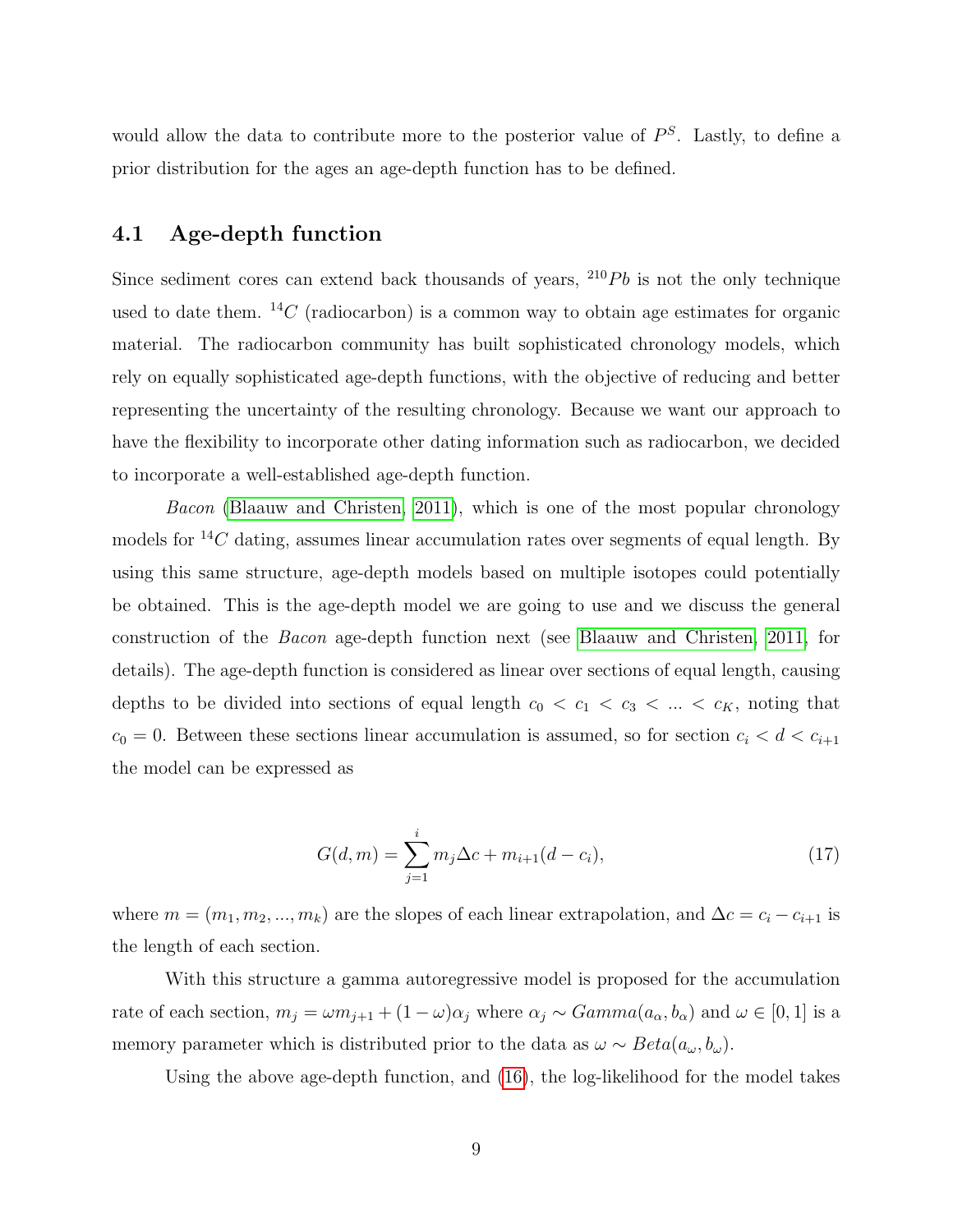would allow the data to contribute more to the posterior value of $P^S$. Lastly, to define a prior distribution for the ages an age-depth function has to be defined.

## 4.1 Age-depth function

Since sediment cores can extend back thousands of years, $^{210}Pb$ is not the only technique used to date them. $^{14}C$ (radiocarbon) is a common way to obtain age estimates for organic material. The radiocarbon community has built sophisticated chronology models, which rely on equally sophisticated age-depth functions, with the objective of reducing and better representing the uncertainty of the resulting chronology. Because we want our approach to have the flexibility to incorporate other dating information such as radiocarbon, we decided to incorporate a well-established age-depth function.

*Bacon* (Blaauw and Christen, 2011), which is one of the most popular chronology models for $^{14}C$ dating, assumes linear accumulation rates over segments of equal length. By using this same structure, age-depth models based on multiple isotopes could potentially be obtained. This is the age-depth model we are going to use and we discuss the general construction of the *Bacon* age-depth function next (see Blaauw and Christen, 2011, for details). The age-depth function is considered as linear over sections of equal length, causing depths to be divided into sections of equal length $c_0 < c_1 < c_3 < ... < c_K$, noting that $c_0 = 0$. Between these sections linear accumulation is assumed, so for section $c_i < d < c_{i+1}$ the model can be expressed as

$$G(d, m) = \sum_{j=1}^{i} m_j \Delta c + m_{i+1}(d - c_i), \tag{17}$$

where $m = (m_1, m_2, ..., m_k)$ are the slopes of each linear extrapolation, and $\Delta c = c_i - c_{i+1}$ is the length of each section.

With this structure a gamma autoregressive model is proposed for the accumulation rate of each section, $m_j = \omega m_{j+1} + (1 - \omega)\alpha_j$ where $\alpha_j \sim Gamma(a_\alpha, b_\alpha)$ and $\omega \in [0, 1]$ is a memory parameter which is distributed prior to the data as $\omega \sim Beta(a_\omega, b_\omega)$.

Using the above age-depth function, and (16), the log-likelihood for the model takes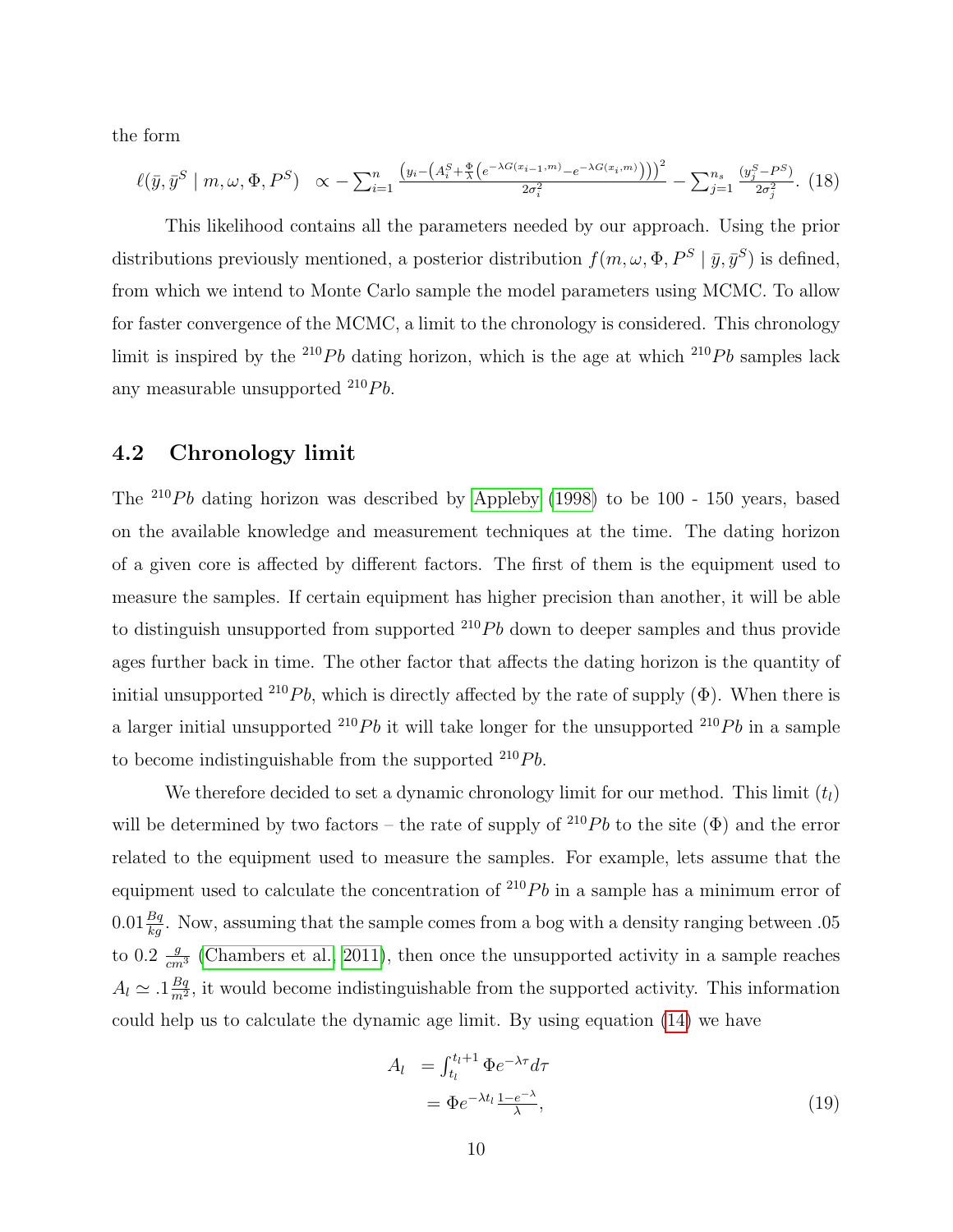the form

$$\ell(\bar{y}, \bar{y}^S \mid m, \omega, \Phi, P^S) \quad \propto -\sum_{i=1}^{n} \frac{\left(y_i - \left(A_i^S + \frac{\Phi}{\lambda}\left(e^{-\lambda G(x_{i-1},m)} - e^{-\lambda G(x_i,m)}\right)\right)\right)^2}{2\sigma_i^2} - \sum_{j=1}^{n_s} \frac{(y_j^S - P^S)}{2\sigma_j^2}. \quad (18)$$

This likelihood contains all the parameters needed by our approach. Using the prior distributions previously mentioned, a posterior distribution $f(m, \omega, \Phi, P^S \mid \bar{y}, \bar{y}^S)$ is defined, from which we intend to Monte Carlo sample the model parameters using MCMC. To allow for faster convergence of the MCMC, a limit to the chronology is considered. This chronology limit is inspired by the $^{210}Pb$ dating horizon, which is the age at which $^{210}Pb$ samples lack any measurable unsupported $^{210}Pb$.

## 4.2 Chronology limit

The $^{210}Pb$ dating horizon was described by Appleby (1998) to be 100 - 150 years, based on the available knowledge and measurement techniques at the time. The dating horizon of a given core is affected by different factors. The first of them is the equipment used to measure the samples. If certain equipment has higher precision than another, it will be able to distinguish unsupported from supported $^{210}Pb$ down to deeper samples and thus provide ages further back in time. The other factor that affects the dating horizon is the quantity of initial unsupported $^{210}Pb$, which is directly affected by the rate of supply ($\Phi$). When there is a larger initial unsupported $^{210}Pb$ it will take longer for the unsupported $^{210}Pb$ in a sample to become indistinguishable from the supported $^{210}Pb$.

We therefore decided to set a dynamic chronology limit for our method. This limit ($t_l$) will be determined by two factors – the rate of supply of $^{210}Pb$ to the site ($\Phi$) and the error related to the equipment used to measure the samples. For example, lets assume that the equipment used to calculate the concentration of $^{210}Pb$ in a sample has a minimum error of $0.01 \frac{Bq}{kg}$. Now, assuming that the sample comes from a bog with a density ranging between .05 to 0.2 $\frac{g}{cm^3}$ (Chambers et al. 2011), then once the unsupported activity in a sample reaches $A_l \simeq .1 \frac{Bq}{m^2}$, it would become indistinguishable from the supported activity. This information could help us to calculate the dynamic age limit. By using equation (14) we have

$$\begin{aligned} A_l &= \int_{t_l}^{t_l+1} \Phi e^{-\lambda \tau} d\tau \\ &= \Phi e^{-\lambda t_l} \frac{1-e^{-\lambda}}{\lambda}, \end{aligned} \quad (19)$$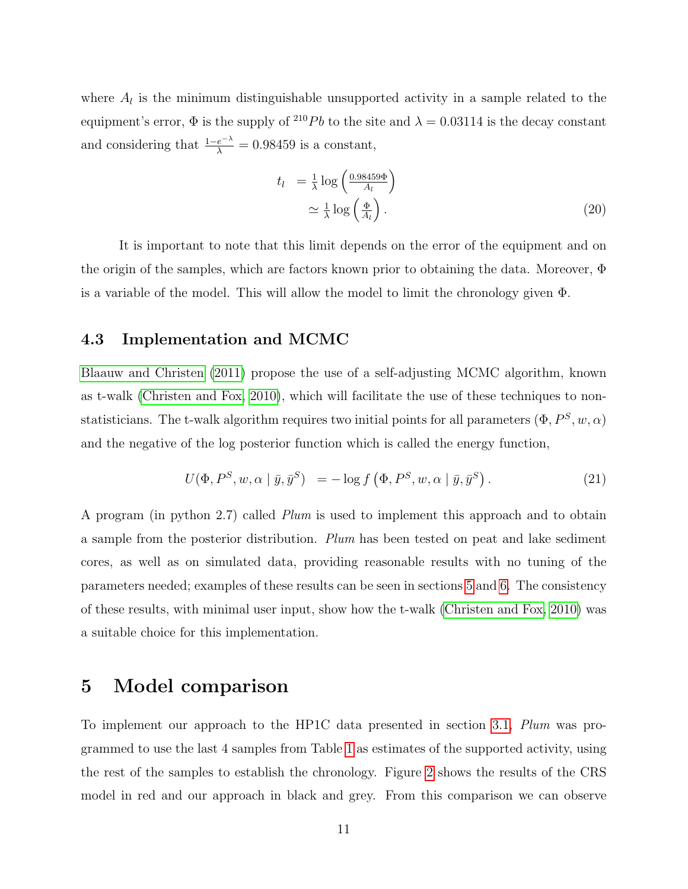where $A_l$ is the minimum distinguishable unsupported activity in a sample related to the equipment's error, $\Phi$ is the supply of $^{210}Pb$ to the site and $\lambda = 0.03114$ is the decay constant and considering that $\frac{1-e^{-\lambda}}{\lambda} = 0.98459$ is a constant,

$$
\begin{aligned}
t_l &= \frac{1}{\lambda} \log \left( \frac{0.98459\Phi}{A_l} \right) \\
&\simeq \frac{1}{\lambda} \log \left( \frac{\Phi}{A_l} \right).
\end{aligned} \tag{20}
$$

It is important to note that this limit depends on the error of the equipment and on the origin of the samples, which are factors known prior to obtaining the data. Moreover, $\Phi$ is a variable of the model. This will allow the model to limit the chronology given $\Phi$.

### 4.3 Implementation and MCMC

Blaauw and Christen (2011) propose the use of a self-adjusting MCMC algorithm, known as t-walk (Christen and Fox, 2010), which will facilitate the use of these techniques to non-statisticians. The t-walk algorithm requires two initial points for all parameters $(\Phi, P^S, w, \alpha)$ and the negative of the log posterior function which is called the energy function,

$$
U(\Phi, P^S, w, \alpha \mid \bar{y}, \bar{y}^S) = -\log f\left(\Phi, P^S, w, \alpha \mid \bar{y}, \bar{y}^S\right). \tag{21}
$$

A program (in python 2.7) called *Plum* is used to implement this approach and to obtain a sample from the posterior distribution. *Plum* has been tested on peat and lake sediment cores, as well as on simulated data, providing reasonable results with no tuning of the parameters needed; examples of these results can be seen in sections 5 and 6. The consistency of these results, with minimal user input, show how the t-walk (Christen and Fox, 2010) was a suitable choice for this implementation.

## 5 Model comparison

To implement our approach to the HP1C data presented in section 3.1, *Plum* was programmed to use the last 4 samples from Table 1 as estimates of the supported activity, using the rest of the samples to establish the chronology. Figure 2 shows the results of the CRS model in red and our approach in black and grey. From this comparison we can observe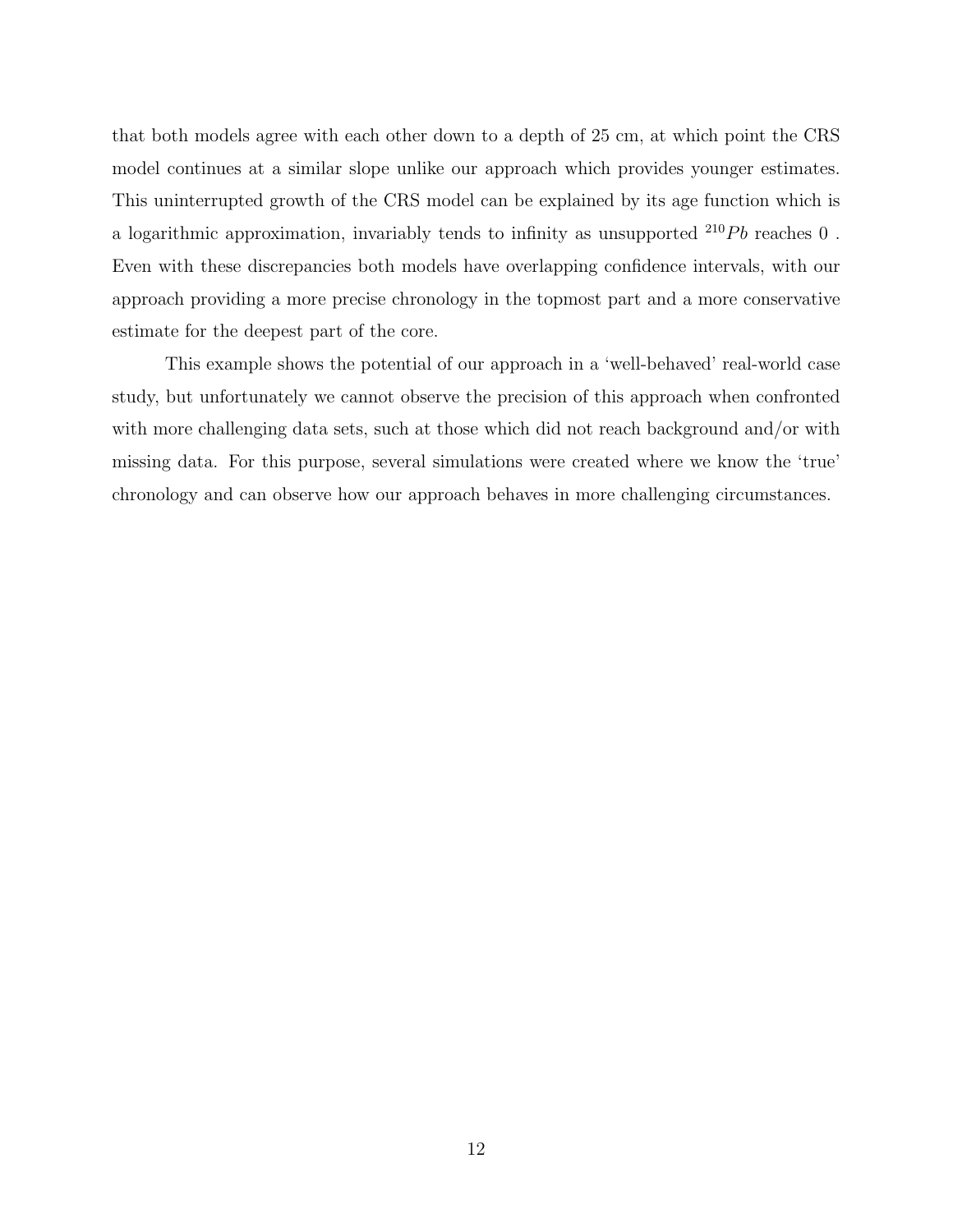that both models agree with each other down to a depth of 25 cm, at which point the CRS model continues at a similar slope unlike our approach which provides younger estimates. This uninterrupted growth of the CRS model can be explained by its age function which is a logarithmic approximation, invariably tends to infinity as unsupported $^{210}Pb$ reaches 0 . Even with these discrepancies both models have overlapping confidence intervals, with our approach providing a more precise chronology in the topmost part and a more conservative estimate for the deepest part of the core.

This example shows the potential of our approach in a 'well-behaved' real-world case study, but unfortunately we cannot observe the precision of this approach when confronted with more challenging data sets, such at those which did not reach background and/or with missing data. For this purpose, several simulations were created where we know the 'true' chronology and can observe how our approach behaves in more challenging circumstances.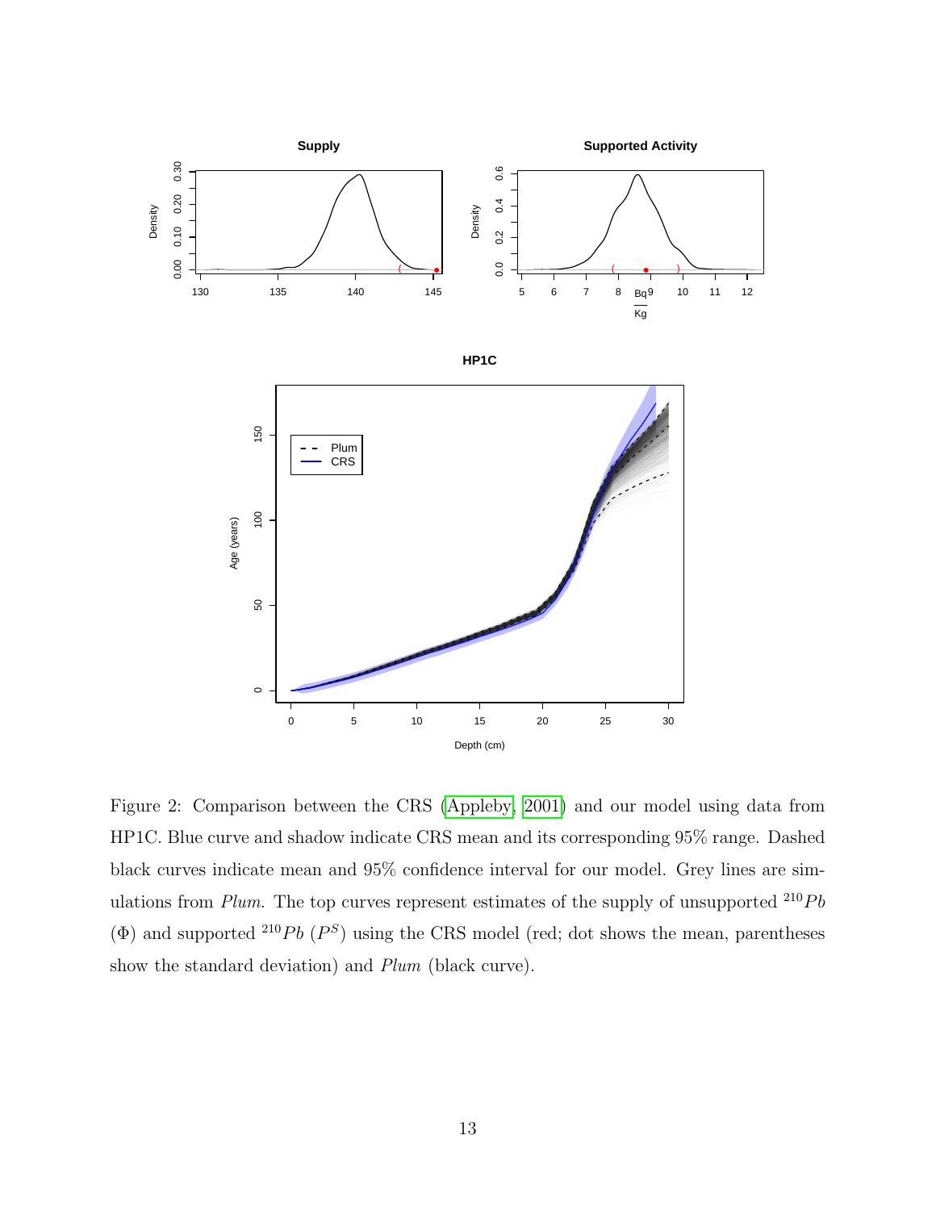Figure 2: Comparison between the CRS (Appleby, 2001) and our model using data from HP1C. Blue curve and shadow indicate CRS mean and its corresponding 95% range. Dashed black curves indicate mean and 95% confidence interval for our model. Grey lines are simulations from *Plum*. The top curves represent estimates of the supply of unsupported $^{210}Pb$ ($\Phi$) and supported $^{210}Pb$ ($P^S$) using the CRS model (red; dot shows the mean, parentheses show the standard deviation) and *Plum* (black curve).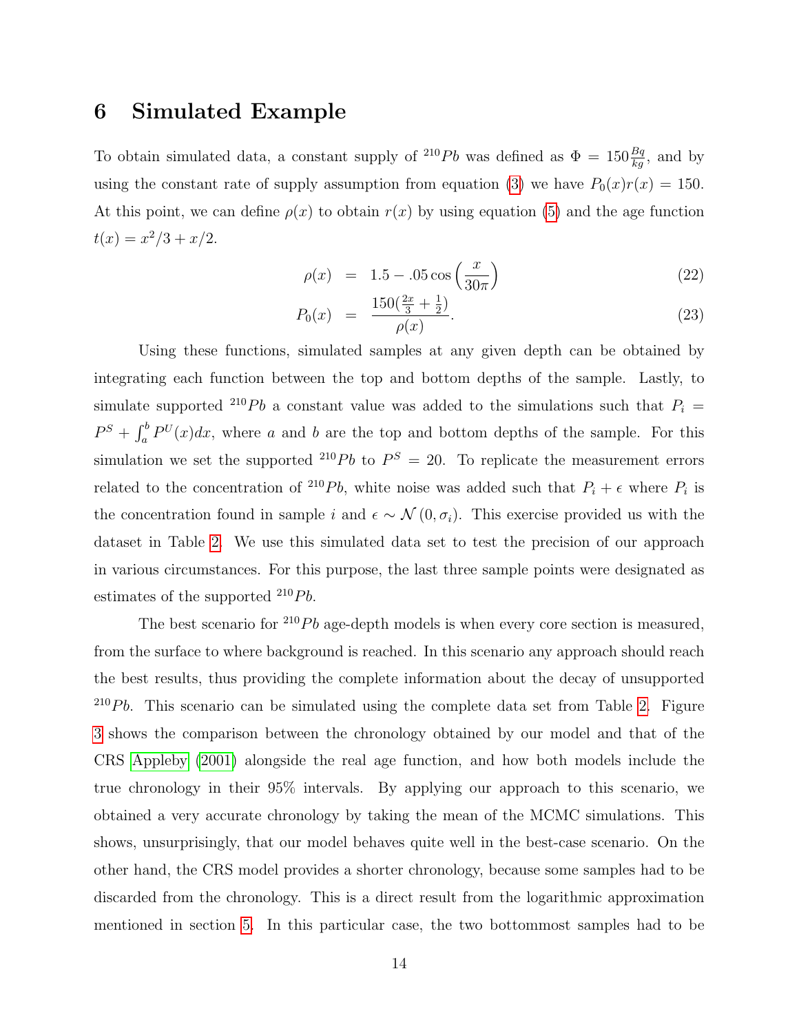## 6 Simulated Example

To obtain simulated data, a constant supply of $^{210}Pb$ was defined as $\Phi = 150\frac{Bq}{kg}$, and by using the constant rate of supply assumption from equation (3) we have $P_0(x)r(x) = 150$. At this point, we can define $\rho(x)$ to obtain $r(x)$ by using equation (5) and the age function $t(x) = x^2/3 + x/2$.

$$\rho(x) = 1.5 - .05\cos\left(\frac{x}{30\pi}\right) \tag{22}$$

$$P_0(x) = \frac{150(\frac{2x}{3} + \frac{1}{2})}{\rho(x)}. \tag{23}$$

Using these functions, simulated samples at any given depth can be obtained by integrating each function between the top and bottom depths of the sample. Lastly, to simulate supported $^{210}Pb$ a constant value was added to the simulations such that $P_i = P^S + \int_a^b P^U(x)dx$, where $a$ and $b$ are the top and bottom depths of the sample. For this simulation we set the supported $^{210}Pb$ to $P^S = 20$. To replicate the measurement errors related to the concentration of $^{210}Pb$, white noise was added such that $P_i + \epsilon$ where $P_i$ is the concentration found in sample $i$ and $\epsilon \sim \mathcal{N}(0, \sigma_i)$. This exercise provided us with the dataset in Table 2. We use this simulated data set to test the precision of our approach in various circumstances. For this purpose, the last three sample points were designated as estimates of the supported $^{210}Pb$.

The best scenario for $^{210}Pb$ age-depth models is when every core section is measured, from the surface to where background is reached. In this scenario any approach should reach the best results, thus providing the complete information about the decay of unsupported $^{210}Pb$. This scenario can be simulated using the complete data set from Table 2. Figure 3 shows the comparison between the chronology obtained by our model and that of the CRS Appleby (2001) alongside the real age function, and how both models include the true chronology in their 95% intervals. By applying our approach to this scenario, we obtained a very accurate chronology by taking the mean of the MCMC simulations. This shows, unsurprisingly, that our model behaves quite well in the best-case scenario. On the other hand, the CRS model provides a shorter chronology, because some samples had to be discarded from the chronology. This is a direct result from the logarithmic approximation mentioned in section 5. In this particular case, the two bottommost samples had to be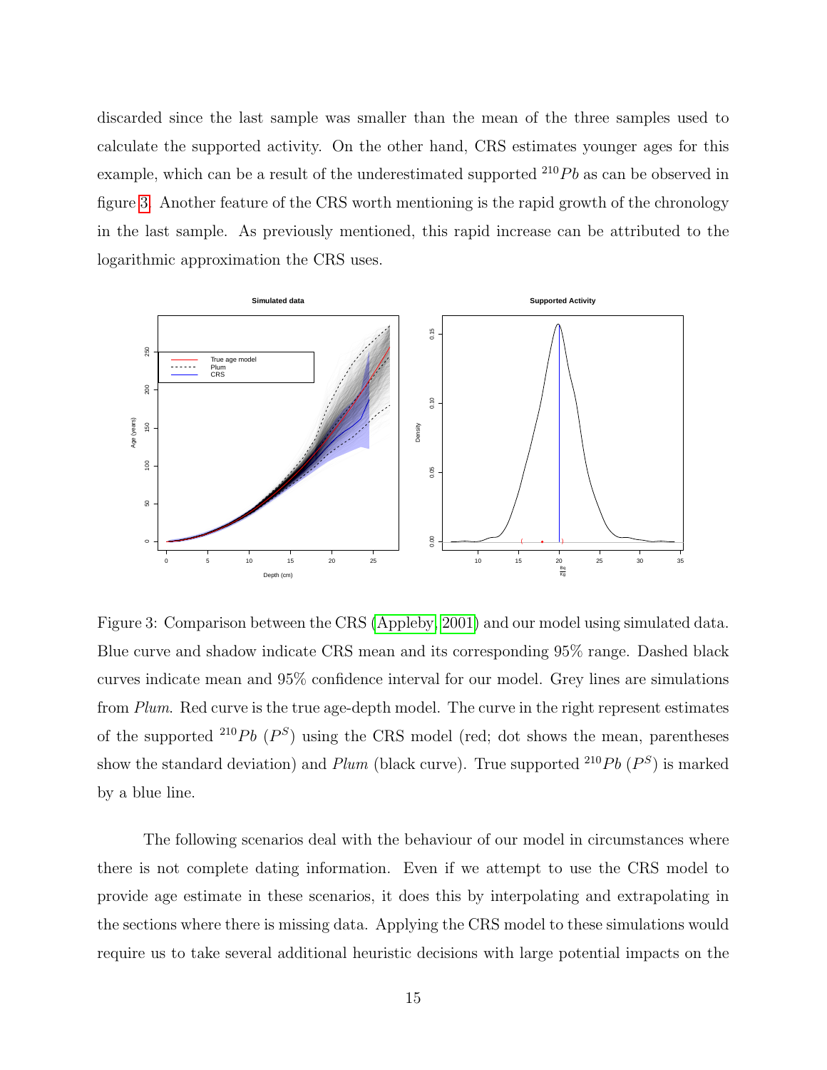discarded since the last sample was smaller than the mean of the three samples used to calculate the supported activity. On the other hand, CRS estimates younger ages for this example, which can be a result of the underestimated supported $^{210}Pb$ as can be observed in figure 3. Another feature of the CRS worth mentioning is the rapid growth of the chronology in the last sample. As previously mentioned, this rapid increase can be attributed to the logarithmic approximation the CRS uses.

Figure 3: Comparison between the CRS (Appleby, 2001) and our model using simulated data. Blue curve and shadow indicate CRS mean and its corresponding 95% range. Dashed black curves indicate mean and 95% confidence interval for our model. Grey lines are simulations from *Plum*. Red curve is the true age-depth model. The curve in the right represent estimates of the supported $^{210}Pb$ ($P^S$) using the CRS model (red; dot shows the mean, parentheses show the standard deviation) and *Plum* (black curve). True supported $^{210}Pb$ ($P^S$) is marked by a blue line.

The following scenarios deal with the behaviour of our model in circumstances where there is not complete dating information. Even if we attempt to use the CRS model to provide age estimate in these scenarios, it does this by interpolating and extrapolating in the sections where there is missing data. Applying the CRS model to these simulations would require us to take several additional heuristic decisions with large potential impacts on the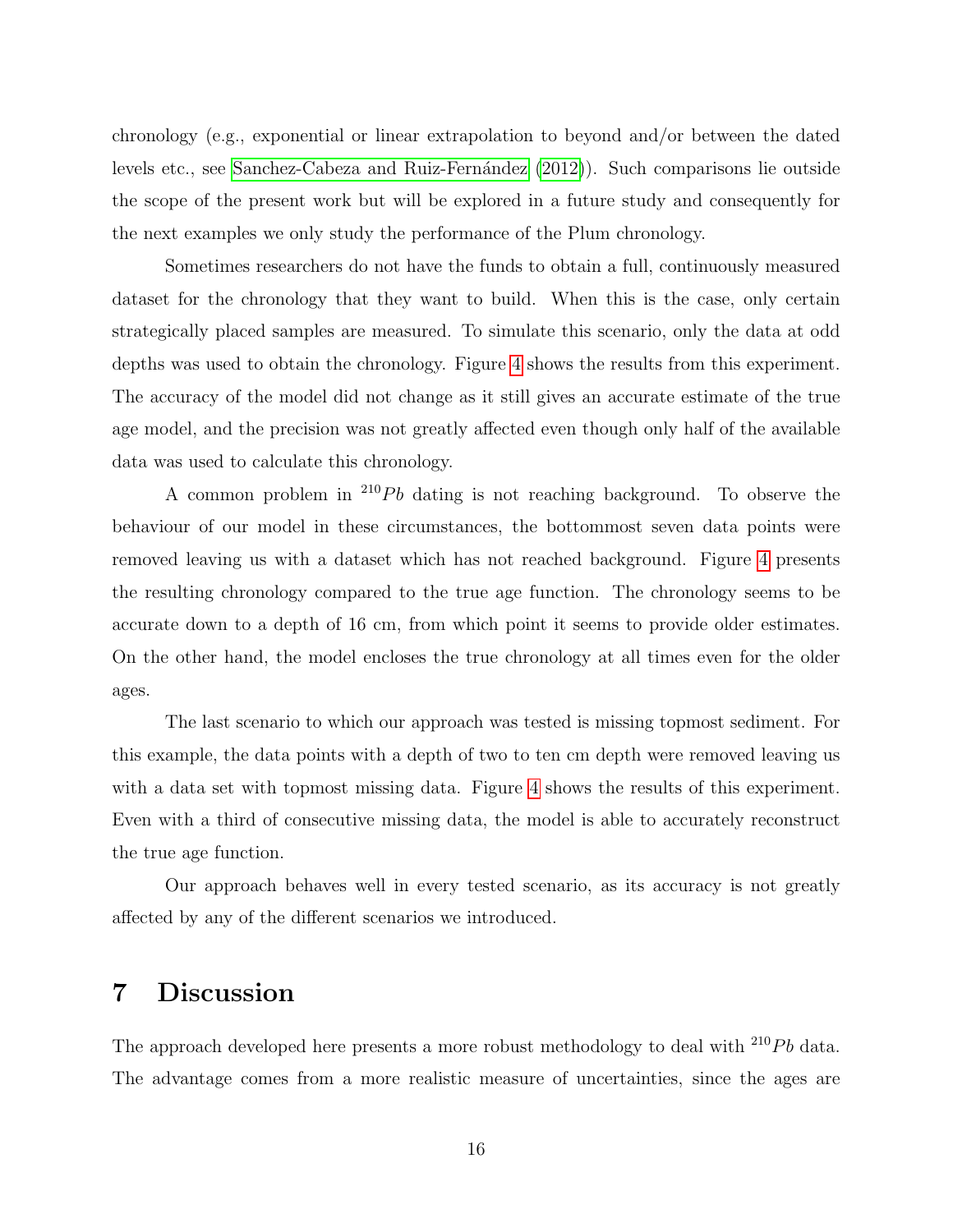chronology (e.g., exponential or linear extrapolation to beyond and/or between the dated levels etc., see Sanchez-Cabeza and Ruiz-Fernández (2012)). Such comparisons lie outside the scope of the present work but will be explored in a future study and consequently for the next examples we only study the performance of the Plum chronology.

Sometimes researchers do not have the funds to obtain a full, continuously measured dataset for the chronology that they want to build. When this is the case, only certain strategically placed samples are measured. To simulate this scenario, only the data at odd depths was used to obtain the chronology. Figure 4 shows the results from this experiment. The accuracy of the model did not change as it still gives an accurate estimate of the true age model, and the precision was not greatly affected even though only half of the available data was used to calculate this chronology.

A common problem in $^{210}Pb$ dating is not reaching background. To observe the behaviour of our model in these circumstances, the bottommost seven data points were removed leaving us with a dataset which has not reached background. Figure 4 presents the resulting chronology compared to the true age function. The chronology seems to be accurate down to a depth of 16 cm, from which point it seems to provide older estimates. On the other hand, the model encloses the true chronology at all times even for the older ages.

The last scenario to which our approach was tested is missing topmost sediment. For this example, the data points with a depth of two to ten cm depth were removed leaving us with a data set with topmost missing data. Figure 4 shows the results of this experiment. Even with a third of consecutive missing data, the model is able to accurately reconstruct the true age function.

Our approach behaves well in every tested scenario, as its accuracy is not greatly affected by any of the different scenarios we introduced.

# 7 Discussion

The approach developed here presents a more robust methodology to deal with $^{210}Pb$ data. The advantage comes from a more realistic measure of uncertainties, since the ages are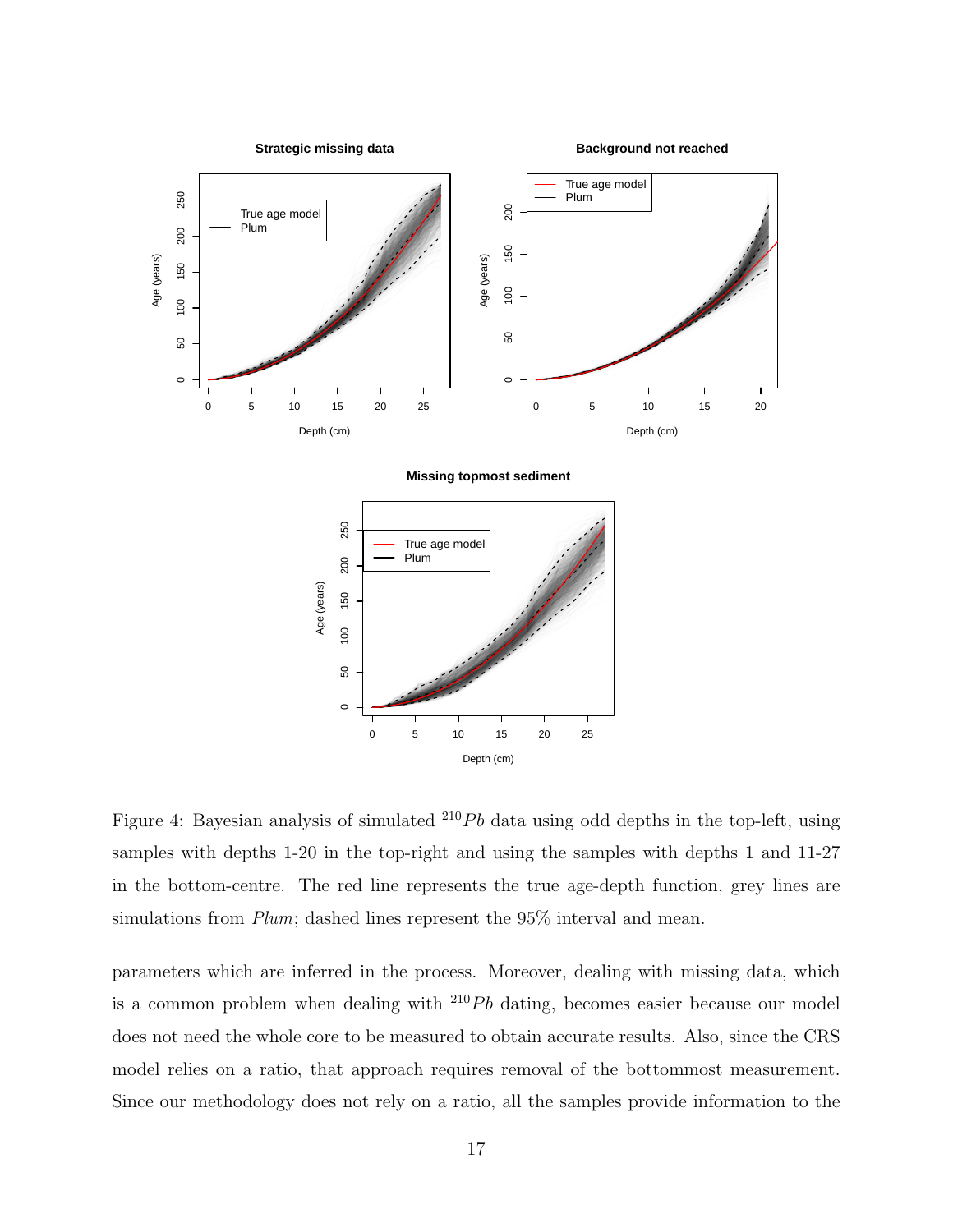Figure 4: Bayesian analysis of simulated $^{210}Pb$ data using odd depths in the top-left, using samples with depths 1-20 in the top-right and using the samples with depths 1 and 11-27 in the bottom-centre. The red line represents the true age-depth function, grey lines are simulations from *Plum*; dashed lines represent the 95% interval and mean.

parameters which are inferred in the process. Moreover, dealing with missing data, which is a common problem when dealing with $^{210}Pb$ dating, becomes easier because our model does not need the whole core to be measured to obtain accurate results. Also, since the CRS model relies on a ratio, that approach requires removal of the bottommost measurement. Since our methodology does not rely on a ratio, all the samples provide information to the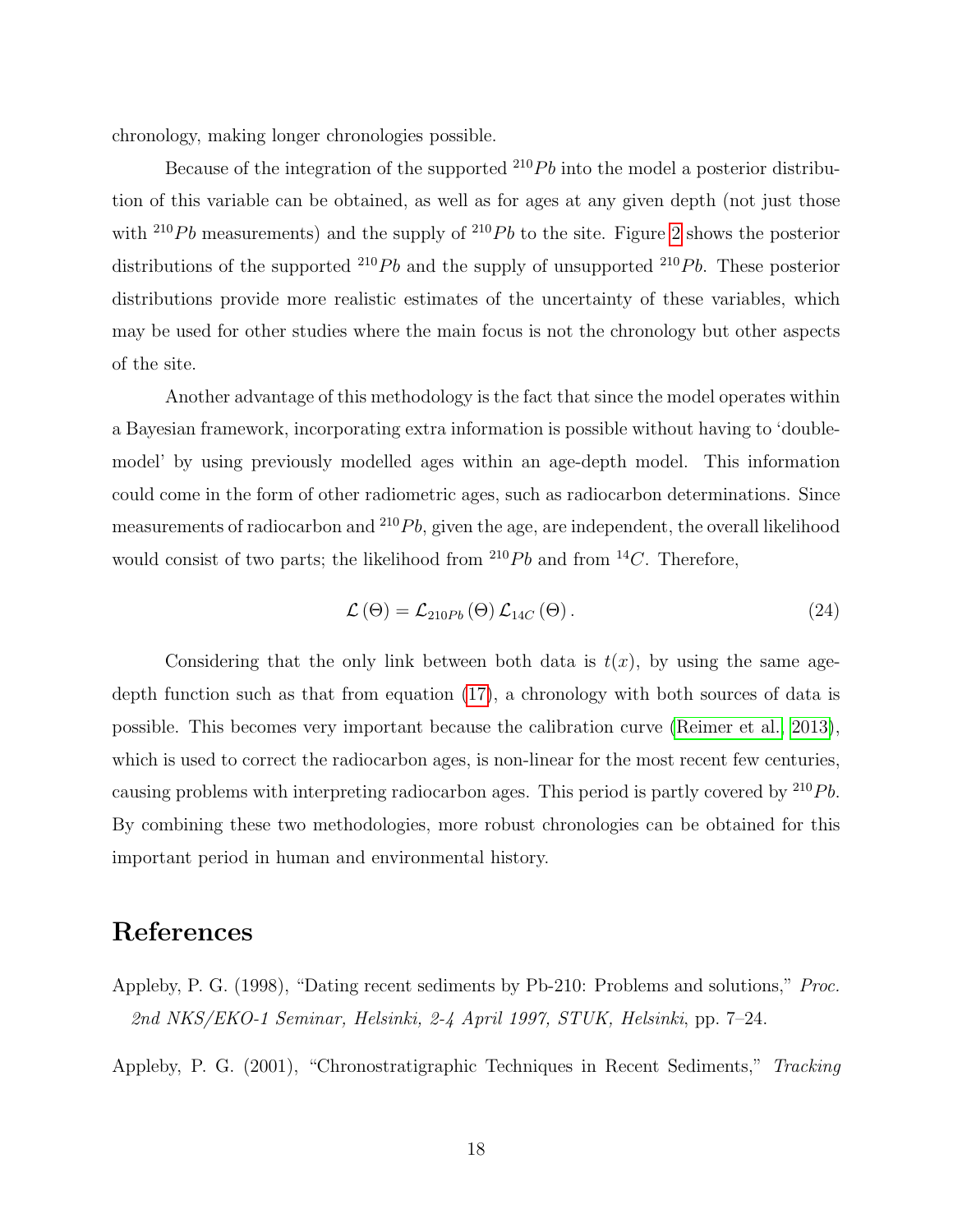chronology, making longer chronologies possible.

Because of the integration of the supported $^{210}Pb$ into the model a posterior distribution of this variable can be obtained, as well as for ages at any given depth (not just those with $^{210}Pb$ measurements) and the supply of $^{210}Pb$ to the site. Figure 2 shows the posterior distributions of the supported $^{210}Pb$ and the supply of unsupported $^{210}Pb$. These posterior distributions provide more realistic estimates of the uncertainty of these variables, which may be used for other studies where the main focus is not the chronology but other aspects of the site.

Another advantage of this methodology is the fact that since the model operates within a Bayesian framework, incorporating extra information is possible without having to 'double-model' by using previously modelled ages within an age-depth model. This information could come in the form of other radiometric ages, such as radiocarbon determinations. Since measurements of radiocarbon and $^{210}Pb$, given the age, are independent, the overall likelihood would consist of two parts; the likelihood from $^{210}Pb$ and from $^{14}C$. Therefore,

$$\mathcal{L}\left(\Theta\right) = \mathcal{L}_{210Pb}\left(\Theta\right)\mathcal{L}_{14C}\left(\Theta\right). \tag{24}$$

Considering that the only link between both data is $t(x)$, by using the same age-depth function such as that from equation (17), a chronology with both sources of data is possible. This becomes very important because the calibration curve (Reimer et al., 2013), which is used to correct the radiocarbon ages, is non-linear for the most recent few centuries, causing problems with interpreting radiocarbon ages. This period is partly covered by $^{210}Pb$. By combining these two methodologies, more robust chronologies can be obtained for this important period in human and environmental history.

# References

Appleby, P. G. (1998), "Dating recent sediments by Pb-210: Problems and solutions," *Proc. 2nd NKS/EKO-1 Seminar, Helsinki, 2-4 April 1997, STUK, Helsinki*, pp. 7–24.

Appleby, P. G. (2001), "Chronostratigraphic Techniques in Recent Sediments," *Tracking*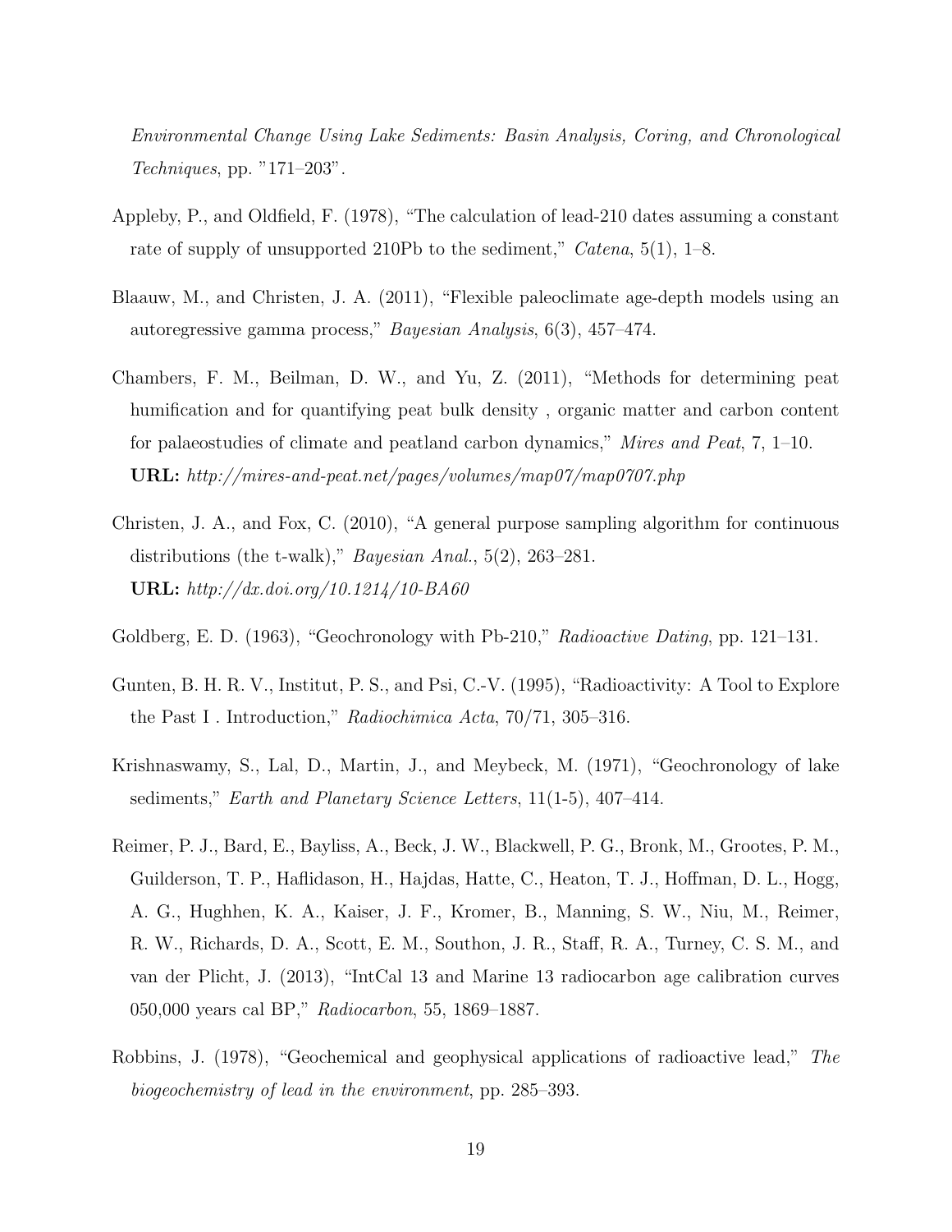*Environmental Change Using Lake Sediments: Basin Analysis, Coring, and Chronological Techniques*, pp. "171–203".

Appleby, P., and Oldfield, F. (1978), "The calculation of lead-210 dates assuming a constant rate of supply of unsupported 210Pb to the sediment," *Catena*, 5(1), 1–8.

Blaauw, M., and Christen, J. A. (2011), "Flexible paleoclimate age-depth models using an autoregressive gamma process," *Bayesian Analysis*, 6(3), 457–474.

Chambers, F. M., Beilman, D. W., and Yu, Z. (2011), "Methods for determining peat humification and for quantifying peat bulk density , organic matter and carbon content for palaeostudies of climate and peatland carbon dynamics," *Mires and Peat*, 7, 1–10.
**URL:** *http://mires-and-peat.net/pages/volumes/map07/map0707.php*

Christen, J. A., and Fox, C. (2010), "A general purpose sampling algorithm for continuous distributions (the t-walk)," *Bayesian Anal.*, 5(2), 263–281.
**URL:** *http://dx.doi.org/10.1214/10-BA60*

Goldberg, E. D. (1963), "Geochronology with Pb-210," *Radioactive Dating*, pp. 121–131.

Gunten, B. H. R. V., Institut, P. S., and Psi, C.-V. (1995), "Radioactivity: A Tool to Explore the Past I . Introduction," *Radiochimica Acta*, 70/71, 305–316.

Krishnaswamy, S., Lal, D., Martin, J., and Meybeck, M. (1971), "Geochronology of lake sediments," *Earth and Planetary Science Letters*, 11(1-5), 407–414.

Reimer, P. J., Bard, E., Bayliss, A., Beck, J. W., Blackwell, P. G., Bronk, M., Grootes, P. M., Guilderson, T. P., Haflidason, H., Hajdas, Hatte, C., Heaton, T. J., Hoffman, D. L., Hogg, A. G., Hughhen, K. A., Kaiser, J. F., Kromer, B., Manning, S. W., Niu, M., Reimer, R. W., Richards, D. A., Scott, E. M., Southon, J. R., Staff, R. A., Turney, C. S. M., and van der Plicht, J. (2013), "IntCal 13 and Marine 13 radiocarbon age calibration curves 050,000 years cal BP," *Radiocarbon*, 55, 1869–1887.

Robbins, J. (1978), "Geochemical and geophysical applications of radioactive lead," *The biogeochemistry of lead in the environment*, pp. 285–393.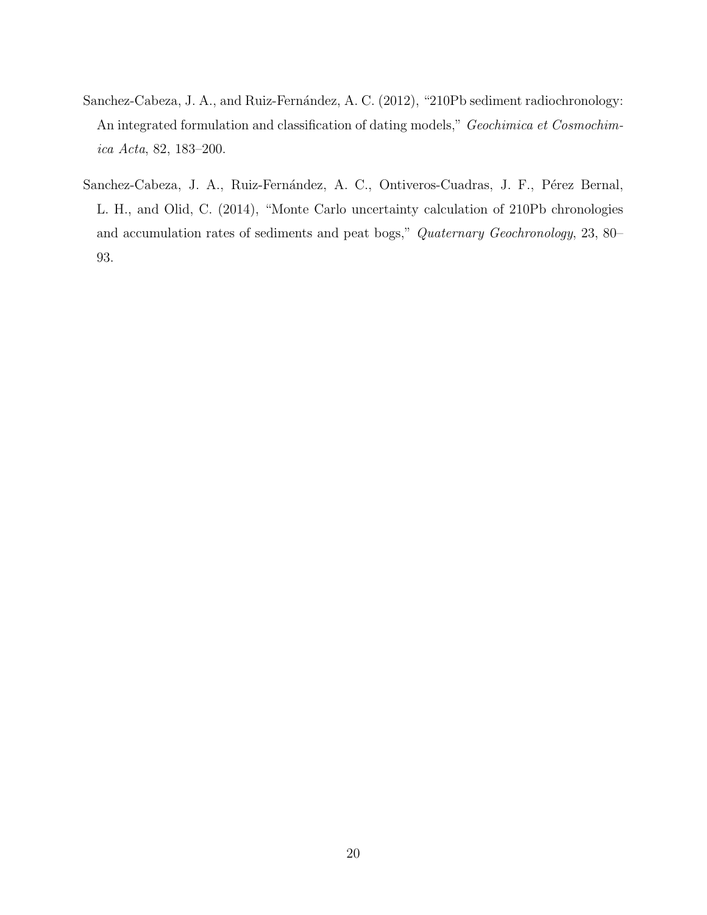Sanchez-Cabeza, J. A., and Ruiz-Fernández, A. C. (2012), "210Pb sediment radiochronology: An integrated formulation and classification of dating models," *Geochimica et Cosmochimica Acta*, 82, 183–200.

Sanchez-Cabeza, J. A., Ruiz-Fernández, A. C., Ontiveros-Cuadras, J. F., Pérez Bernal, L. H., and Olid, C. (2014), "Monte Carlo uncertainty calculation of 210Pb chronologies and accumulation rates of sediments and peat bogs," *Quaternary Geochronology*, 23, 80–93.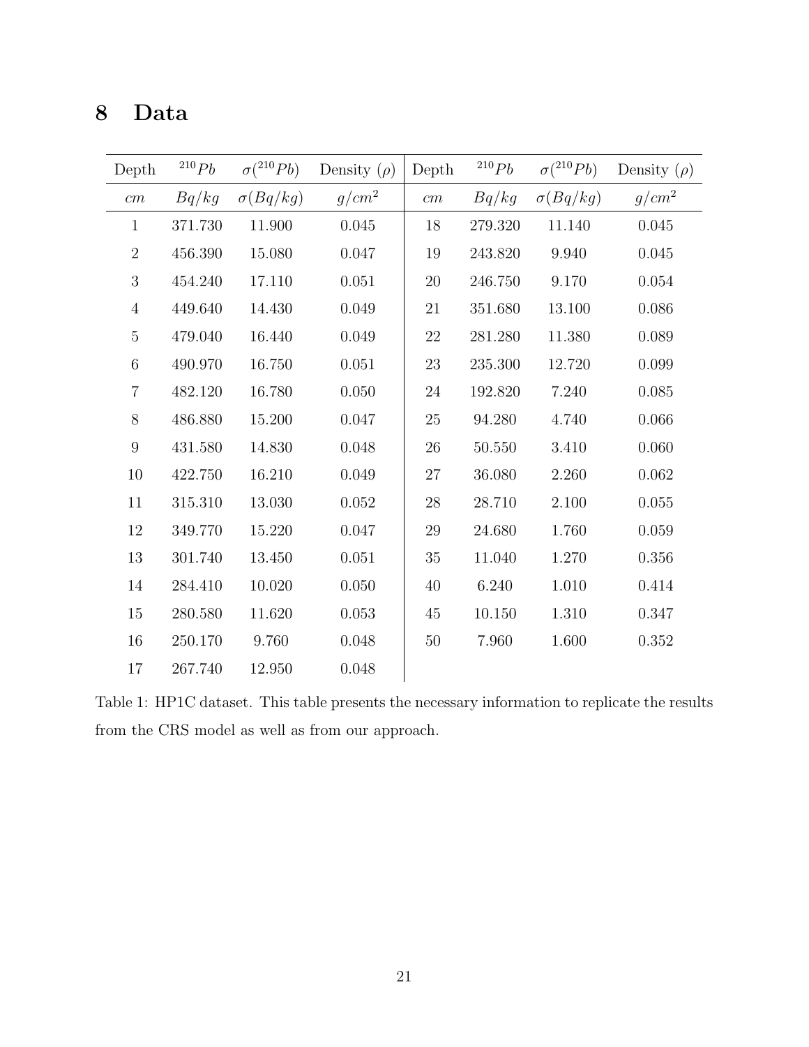# 8 Data

| Depth | $^{210}Pb$ | $\sigma(^{210}Pb)$ | Density ($\rho$) | Depth | $^{210}Pb$ | $\sigma(^{210}Pb)$ | Density ($\rho$) |
|---|---|---|---|---|---|---|---|
| $cm$ | $Bq/kg$ | $\sigma(Bq/kg)$ | $g/cm^2$ | $cm$ | $Bq/kg$ | $\sigma(Bq/kg)$ | $g/cm^2$ |
| 1 | 371.730 | 11.900 | 0.045 | 18 | 279.320 | 11.140 | 0.045 |
| 2 | 456.390 | 15.080 | 0.047 | 19 | 243.820 | 9.940 | 0.045 |
| 3 | 454.240 | 17.110 | 0.051 | 20 | 246.750 | 9.170 | 0.054 |
| 4 | 449.640 | 14.430 | 0.049 | 21 | 351.680 | 13.100 | 0.086 |
| 5 | 479.040 | 16.440 | 0.049 | 22 | 281.280 | 11.380 | 0.089 |
| 6 | 490.970 | 16.750 | 0.051 | 23 | 235.300 | 12.720 | 0.099 |
| 7 | 482.120 | 16.780 | 0.050 | 24 | 192.820 | 7.240 | 0.085 |
| 8 | 486.880 | 15.200 | 0.047 | 25 | 94.280 | 4.740 | 0.066 |
| 9 | 431.580 | 14.830 | 0.048 | 26 | 50.550 | 3.410 | 0.060 |
| 10 | 422.750 | 16.210 | 0.049 | 27 | 36.080 | 2.260 | 0.062 |
| 11 | 315.310 | 13.030 | 0.052 | 28 | 28.710 | 2.100 | 0.055 |
| 12 | 349.770 | 15.220 | 0.047 | 29 | 24.680 | 1.760 | 0.059 |
| 13 | 301.740 | 13.450 | 0.051 | 35 | 11.040 | 1.270 | 0.356 |
| 14 | 284.410 | 10.020 | 0.050 | 40 | 6.240 | 1.010 | 0.414 |
| 15 | 280.580 | 11.620 | 0.053 | 45 | 10.150 | 1.310 | 0.347 |
| 16 | 250.170 | 9.760 | 0.048 | 50 | 7.960 | 1.600 | 0.352 |
| 17 | 267.740 | 12.950 | 0.048 | | | | |

Table 1: HP1C dataset. This table presents the necessary information to replicate the results from the CRS model as well as from our approach.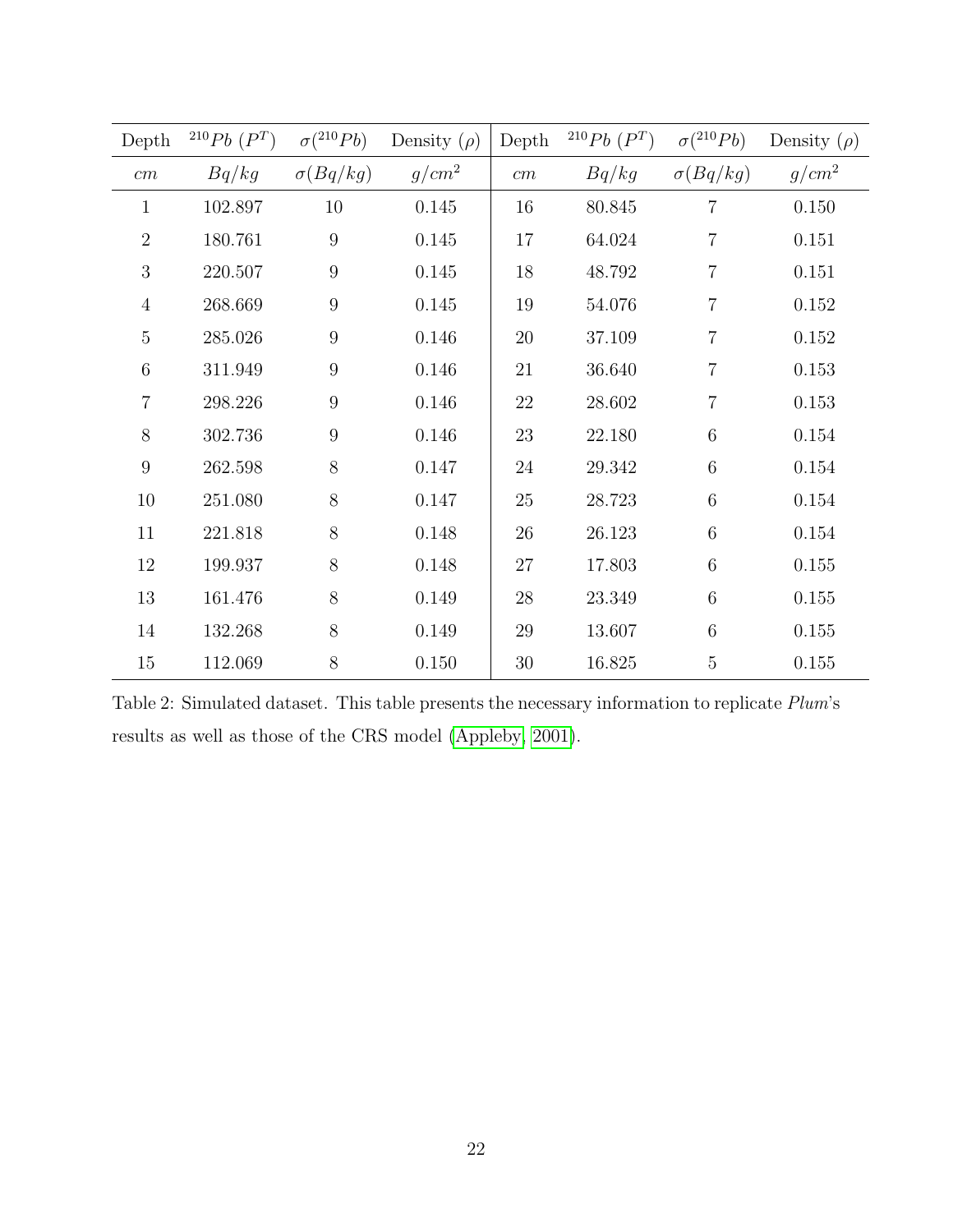| Depth | $^{210}Pb$ ($P^T$) | $\sigma(^{210}Pb)$ | Density ($\rho$) | Depth | $^{210}Pb$ ($P^T$) | $\sigma(^{210}Pb)$ | Density ($\rho$) |
|---|---|---|---|---|---|---|---|
| $cm$ | $Bq/kg$ | $\sigma(Bq/kg)$ | $g/cm^2$ | $cm$ | $Bq/kg$ | $\sigma(Bq/kg)$ | $g/cm^2$ |
| 1 | 102.897 | 10 | 0.145 | 16 | 80.845 | 7 | 0.150 |
| 2 | 180.761 | 9 | 0.145 | 17 | 64.024 | 7 | 0.151 |
| 3 | 220.507 | 9 | 0.145 | 18 | 48.792 | 7 | 0.151 |
| 4 | 268.669 | 9 | 0.145 | 19 | 54.076 | 7 | 0.152 |
| 5 | 285.026 | 9 | 0.146 | 20 | 37.109 | 7 | 0.152 |
| 6 | 311.949 | 9 | 0.146 | 21 | 36.640 | 7 | 0.153 |
| 7 | 298.226 | 9 | 0.146 | 22 | 28.602 | 7 | 0.153 |
| 8 | 302.736 | 9 | 0.146 | 23 | 22.180 | 6 | 0.154 |
| 9 | 262.598 | 8 | 0.147 | 24 | 29.342 | 6 | 0.154 |
| 10 | 251.080 | 8 | 0.147 | 25 | 28.723 | 6 | 0.154 |
| 11 | 221.818 | 8 | 0.148 | 26 | 26.123 | 6 | 0.154 |
| 12 | 199.937 | 8 | 0.148 | 27 | 17.803 | 6 | 0.155 |
| 13 | 161.476 | 8 | 0.149 | 28 | 23.349 | 6 | 0.155 |
| 14 | 132.268 | 8 | 0.149 | 29 | 13.607 | 6 | 0.155 |
| 15 | 112.069 | 8 | 0.150 | 30 | 16.825 | 5 | 0.155 |

Table 2: Simulated dataset. This table presents the necessary information to replicate *Plum*'s results as well as those of the CRS model (Appleby, 2001).